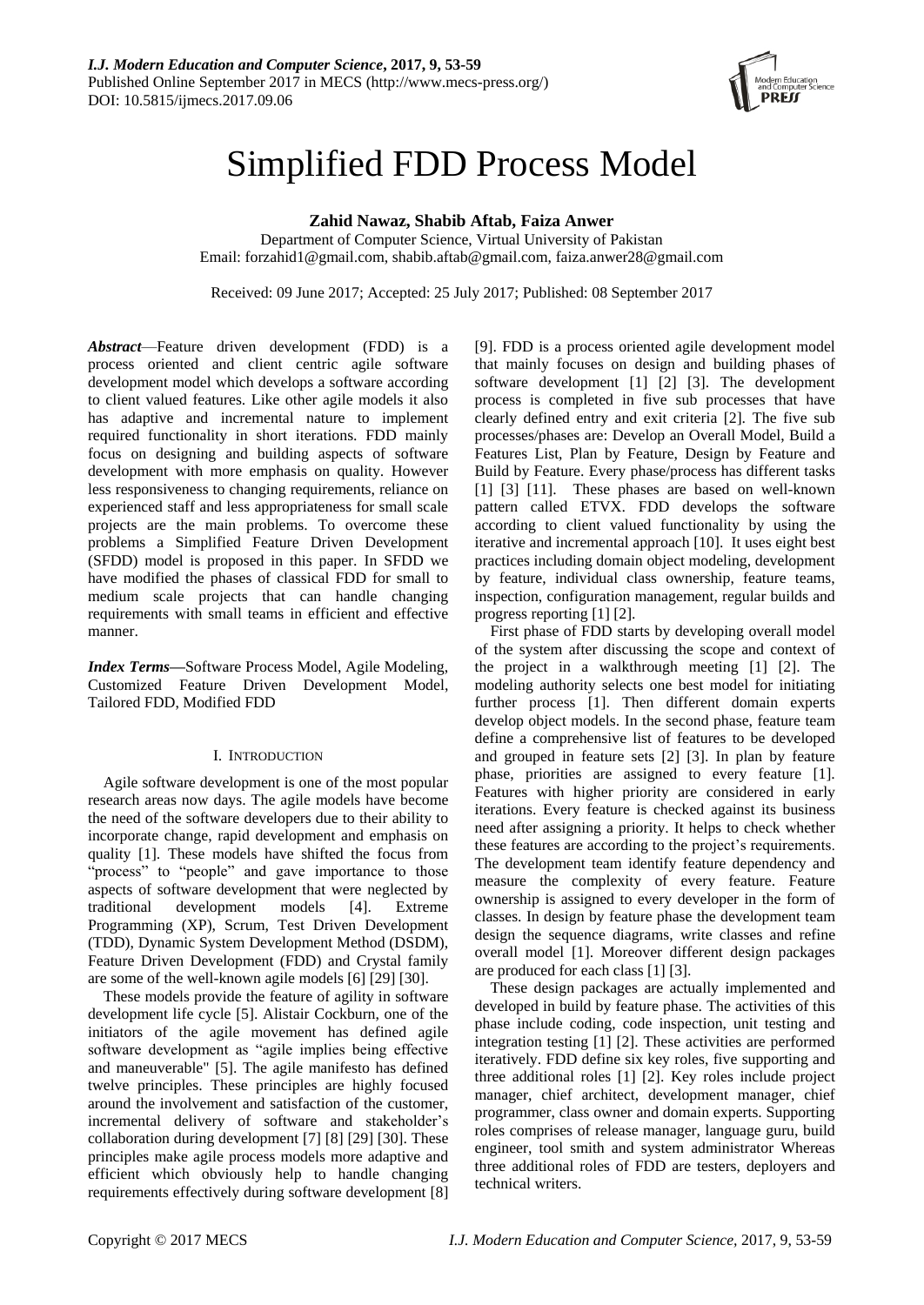# Simplified FDD Process Model

**Zahid Nawaz, Shabib Aftab, Faiza Anwer**

Department of Computer Science, Virtual University of Pakistan
Email: forzahid1@gmail.com, shabib.aftab@gmail.com, faiza.anwer28@gmail.com

Received: 09 June 2017; Accepted: 25 July 2017; Published: 08 September 2017

***Abstract*****—**Feature driven development (FDD) is a process oriented and client centric agile software development model which develops a software according to client valued features. Like other agile models it also has adaptive and incremental nature to implement required functionality in short iterations. FDD mainly focus on designing and building aspects of software development with more emphasis on quality. However less responsiveness to changing requirements, reliance on experienced staff and less appropriateness for small scale projects are the main problems. To overcome these problems a Simplified Feature Driven Development (SFDD) model is proposed in this paper. In SFDD we have modified the phases of classical FDD for small to medium scale projects that can handle changing requirements with small teams in efficient and effective manner.

***Index Terms*****—**Software Process Model, Agile Modeling, Customized Feature Driven Development Model, Tailored FDD, Modified FDD

## I. Introduction

Agile software development is one of the most popular research areas now days. The agile models have become the need of the software developers due to their ability to incorporate change, rapid development and emphasis on quality [1]. These models have shifted the focus from "process" to "people" and gave importance to those aspects of software development that were neglected by traditional development models [4]. Extreme Programming (XP), Scrum, Test Driven Development (TDD), Dynamic System Development Method (DSDM), Feature Driven Development (FDD) and Crystal family are some of the well-known agile models [6] [29] [30].

These models provide the feature of agility in software development life cycle [5]. Alistair Cockburn, one of the initiators of the agile movement has defined agile software development as "agile implies being effective and maneuverable" [5]. The agile manifesto has defined twelve principles. These principles are highly focused around the involvement and satisfaction of the customer, incremental delivery of software and stakeholder's collaboration during development [7] [8] [29] [30]. These principles make agile process models more adaptive and efficient which obviously help to handle changing requirements effectively during software development [8] [9]. FDD is a process oriented agile development model that mainly focuses on design and building phases of software development [1] [2] [3]. The development process is completed in five sub processes that have clearly defined entry and exit criteria [2]. The five sub processes/phases are: Develop an Overall Model, Build a Features List, Plan by Feature, Design by Feature and Build by Feature. Every phase/process has different tasks [1] [3] [11]. These phases are based on well-known pattern called ETVX. FDD develops the software according to client valued functionality by using the iterative and incremental approach [10]. It uses eight best practices including domain object modeling, development by feature, individual class ownership, feature teams, inspection, configuration management, regular builds and progress reporting [1] [2].

First phase of FDD starts by developing overall model of the system after discussing the scope and context of the project in a walkthrough meeting [1] [2]. The modeling authority selects one best model for initiating further process [1]. Then different domain experts develop object models. In the second phase, feature team define a comprehensive list of features to be developed and grouped in feature sets [2] [3]. In plan by feature phase, priorities are assigned to every feature [1]. Features with higher priority are considered in early iterations. Every feature is checked against its business need after assigning a priority. It helps to check whether these features are according to the project's requirements. The development team identify feature dependency and measure the complexity of every feature. Feature ownership is assigned to every developer in the form of classes. In design by feature phase the development team design the sequence diagrams, write classes and refine overall model [1]. Moreover different design packages are produced for each class [1] [3].

These design packages are actually implemented and developed in build by feature phase. The activities of this phase include coding, code inspection, unit testing and integration testing [1] [2]. These activities are performed iteratively. FDD define six key roles, five supporting and three additional roles [1] [2]. Key roles include project manager, chief architect, development manager, chief programmer, class owner and domain experts. Supporting roles comprises of release manager, language guru, build engineer, tool smith and system administrator Whereas three additional roles of FDD are testers, deployers and technical writers.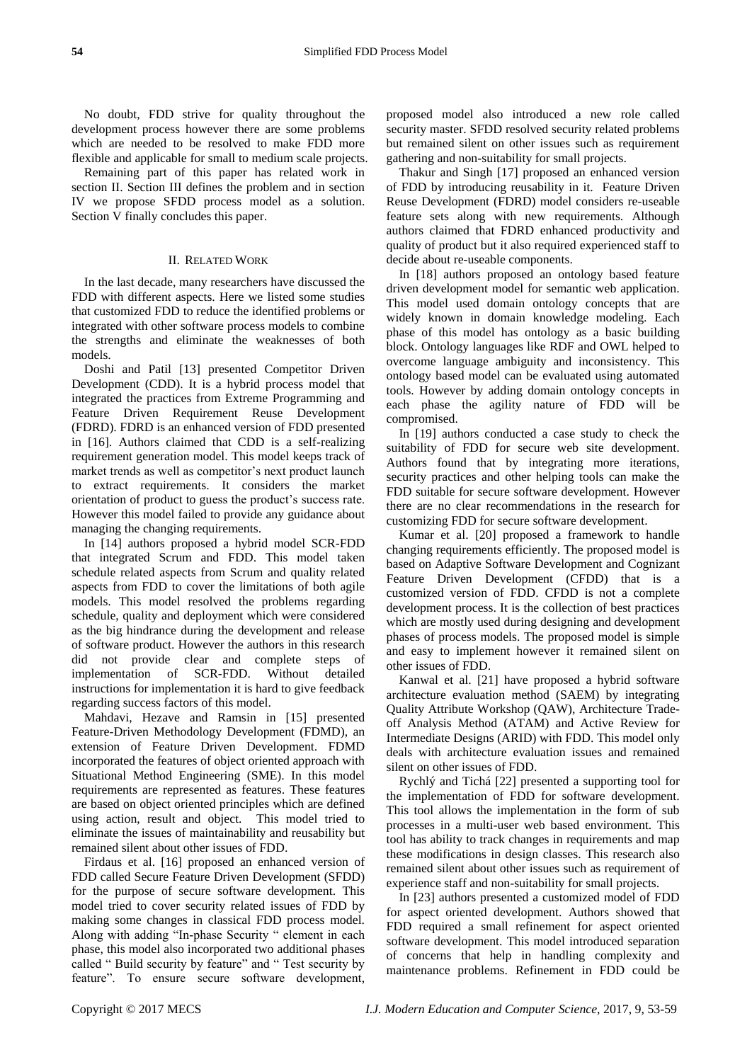No doubt, FDD strive for quality throughout the development process however there are some problems which are needed to be resolved to make FDD more flexible and applicable for small to medium scale projects.

Remaining part of this paper has related work in section II. Section III defines the problem and in section IV we propose SFDD process model as a solution. Section V finally concludes this paper.

## II. Related Work

In the last decade, many researchers have discussed the FDD with different aspects. Here we listed some studies that customized FDD to reduce the identified problems or integrated with other software process models to combine the strengths and eliminate the weaknesses of both models.

Doshi and Patil [13] presented Competitor Driven Development (CDD). It is a hybrid process model that integrated the practices from Extreme Programming and Feature Driven Requirement Reuse Development (FDRD). FDRD is an enhanced version of FDD presented in [16]. Authors claimed that CDD is a self-realizing requirement generation model. This model keeps track of market trends as well as competitor's next product launch to extract requirements. It considers the market orientation of product to guess the product's success rate. However this model failed to provide any guidance about managing the changing requirements.

In [14] authors proposed a hybrid model SCR-FDD that integrated Scrum and FDD. This model taken schedule related aspects from Scrum and quality related aspects from FDD to cover the limitations of both agile models. This model resolved the problems regarding schedule, quality and deployment which were considered as the big hindrance during the development and release of software product. However the authors in this research did not provide clear and complete steps of implementation of SCR-FDD. Without detailed instructions for implementation it is hard to give feedback regarding success factors of this model.

Mahdavi, Hezave and Ramsin in [15] presented Feature-Driven Methodology Development (FDMD), an extension of Feature Driven Development. FDMD incorporated the features of object oriented approach with Situational Method Engineering (SME). In this model requirements are represented as features. These features are based on object oriented principles which are defined using action, result and object. This model tried to eliminate the issues of maintainability and reusability but remained silent about other issues of FDD.

Firdaus et al. [16] proposed an enhanced version of FDD called Secure Feature Driven Development (SFDD) for the purpose of secure software development. This model tried to cover security related issues of FDD by making some changes in classical FDD process model. Along with adding "In-phase Security " element in each phase, this model also incorporated two additional phases called " Build security by feature" and " Test security by feature". To ensure secure software development, proposed model also introduced a new role called security master. SFDD resolved security related problems but remained silent on other issues such as requirement gathering and non-suitability for small projects.

Thakur and Singh [17] proposed an enhanced version of FDD by introducing reusability in it. Feature Driven Reuse Development (FDRD) model considers re-useable feature sets along with new requirements. Although authors claimed that FDRD enhanced productivity and quality of product but it also required experienced staff to decide about re-useable components.

In [18] authors proposed an ontology based feature driven development model for semantic web application. This model used domain ontology concepts that are widely known in domain knowledge modeling. Each phase of this model has ontology as a basic building block. Ontology languages like RDF and OWL helped to overcome language ambiguity and inconsistency. This ontology based model can be evaluated using automated tools. However by adding domain ontology concepts in each phase the agility nature of FDD will be compromised.

In [19] authors conducted a case study to check the suitability of FDD for secure web site development. Authors found that by integrating more iterations, security practices and other helping tools can make the FDD suitable for secure software development. However there are no clear recommendations in the research for customizing FDD for secure software development.

Kumar et al. [20] proposed a framework to handle changing requirements efficiently. The proposed model is based on Adaptive Software Development and Cognizant Feature Driven Development (CFDD) that is a customized version of FDD. CFDD is not a complete development process. It is the collection of best practices which are mostly used during designing and development phases of process models. The proposed model is simple and easy to implement however it remained silent on other issues of FDD.

Kanwal et al. [21] have proposed a hybrid software architecture evaluation method (SAEM) by integrating Quality Attribute Workshop (QAW), Architecture Trade-off Analysis Method (ATAM) and Active Review for Intermediate Designs (ARID) with FDD. This model only deals with architecture evaluation issues and remained silent on other issues of FDD.

Rychlý and Tichá [22] presented a supporting tool for the implementation of FDD for software development. This tool allows the implementation in the form of sub processes in a multi-user web based environment. This tool has ability to track changes in requirements and map these modifications in design classes. This research also remained silent about other issues such as requirement of experience staff and non-suitability for small projects.

In [23] authors presented a customized model of FDD for aspect oriented development. Authors showed that FDD required a small refinement for aspect oriented software development. This model introduced separation of concerns that help in handling complexity and maintenance problems. Refinement in FDD could be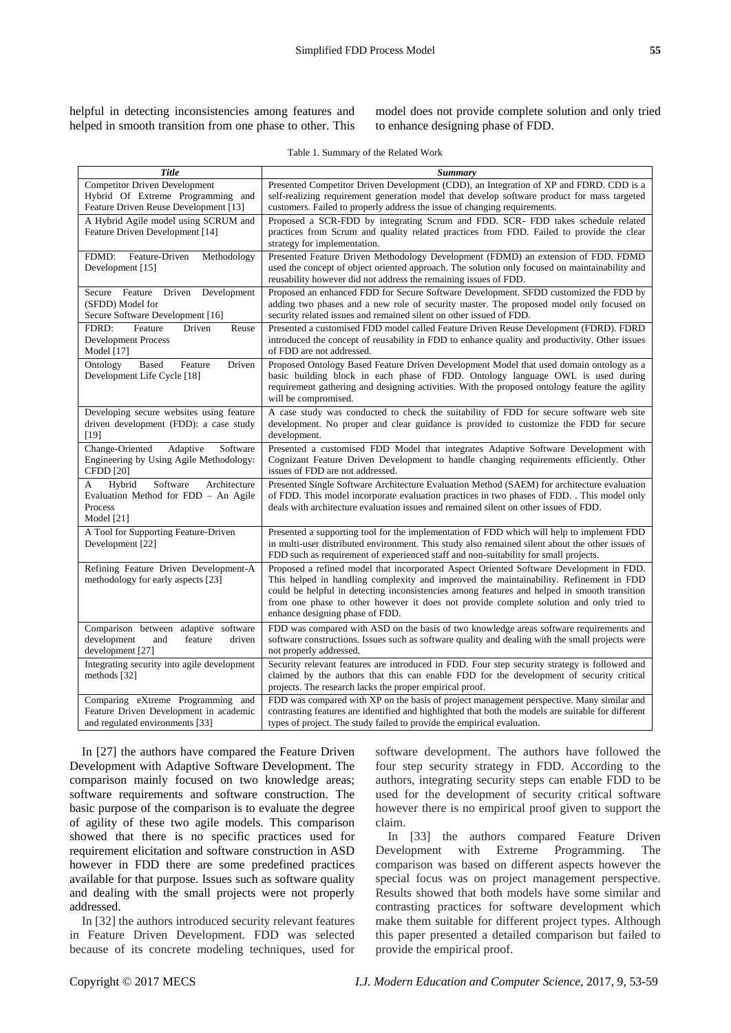helpful in detecting inconsistencies among features and helped in smooth transition from one phase to other. This model does not provide complete solution and only tried to enhance designing phase of FDD.

Table 1. Summary of the Related Work

| ***Title*** | ***Summary*** |
|---|---|
| Competitor Driven Development Hybrid Of Extreme Programming and Feature Driven Reuse Development [13] | Presented Competitor Driven Development (CDD), an Integration of XP and FDRD. CDD is a self-realizing requirement generation model that develop software product for mass targeted customers. Failed to properly address the issue of changing requirements. |
| A Hybrid Agile model using SCRUM and Feature Driven Development [14] | Proposed a SCR-FDD by integrating Scrum and FDD. SCR- FDD takes schedule related practices from Scrum and quality related practices from FDD. Failed to provide the clear strategy for implementation. |
| FDMD: Feature-Driven Methodology Development [15] | Presented Feature Driven Methodology Development (FDMD) an extension of FDD. FDMD used the concept of object oriented approach. The solution only focused on maintainability and reusability however did not address the remaining issues of FDD. |
| Secure Feature Driven Development (SFDD) Model for Secure Software Development [16] | Proposed an enhanced FDD for Secure Software Development. SFDD customized the FDD by adding two phases and a new role of security master. The proposed model only focused on security related issues and remained silent on other issued of FDD. |
| FDRD: Feature Driven Reuse Development Process Model [17] | Presented a customised FDD model called Feature Driven Reuse Development (FDRD). FDRD introduced the concept of reusability in FDD to enhance quality and productivity. Other issues of FDD are not addressed. |
| Ontology Based Feature Driven Development Life Cycle [18] | Proposed Ontology Based Feature Driven Development Model that used domain ontology as a basic building block in each phase of FDD. Ontology language OWL is used during requirement gathering and designing activities. With the proposed ontology feature the agility will be compromised. |
| Developing secure websites using feature driven development (FDD): a case study [19] | A case study was conducted to check the suitability of FDD for secure software web site development. No proper and clear guidance is provided to customize the FDD for secure development. |
| Change-Oriented Adaptive Software Engineering by Using Agile Methodology: CFDD [20] | Presented a customised FDD Model that integrates Adaptive Software Development with Cognizant Feature Driven Development to handle changing requirements efficiently. Other issues of FDD are not addressed. |
| A Hybrid Software Architecture Evaluation Method for FDD – An Agile Process Model [21] | Presented Single Software Architecture Evaluation Method (SAEM) for architecture evaluation of FDD. This model incorporate evaluation practices in two phases of FDD. . This model only deals with architecture evaluation issues and remained silent on other issues of FDD. |
| A Tool for Supporting Feature-Driven Development [22] | Presented a supporting tool for the implementation of FDD which will help to implement FDD in multi-user distributed environment. This study also remained silent about the other issues of FDD such as requirement of experienced staff and non-suitability for small projects. |
| Refining Feature Driven Development-A methodology for early aspects [23] | Proposed a refined model that incorporated Aspect Oriented Software Development in FDD. This helped in handling complexity and improved the maintainability. Refinement in FDD could be helpful in detecting inconsistencies among features and helped in smooth transition from one phase to other however it does not provide complete solution and only tried to enhance designing phase of FDD. |
| Comparison between adaptive software development and feature driven development [27] | FDD was compared with ASD on the basis of two knowledge areas software requirements and software constructions. Issues such as software quality and dealing with the small projects were not properly addressed. |
| Integrating security into agile development methods [32] | Security relevant features are introduced in FDD. Four step security strategy is followed and claimed by the authors that this can enable FDD for the development of security critical projects. The research lacks the proper empirical proof. |
| Comparing eXtreme Programming and Feature Driven Development in academic and regulated environments [33] | FDD was compared with XP on the basis of project management perspective. Many similar and contrasting features are identified and highlighted that both the models are suitable for different types of project. The study failed to provide the empirical evaluation. |

In [27] the authors have compared the Feature Driven Development with Adaptive Software Development. The comparison mainly focused on two knowledge areas; software requirements and software construction. The basic purpose of the comparison is to evaluate the degree of agility of these two agile models. This comparison showed that there is no specific practices used for requirement elicitation and software construction in ASD however in FDD there are some predefined practices available for that purpose. Issues such as software quality and dealing with the small projects were not properly addressed.

In [32] the authors introduced security relevant features in Feature Driven Development. FDD was selected because of its concrete modeling techniques, used for software development. The authors have followed the four step security strategy in FDD. According to the authors, integrating security steps can enable FDD to be used for the development of security critical software however there is no empirical proof given to support the claim.

In [33] the authors compared Feature Driven Development with Extreme Programming. The comparison was based on different aspects however the special focus was on project management perspective. Results showed that both models have some similar and contrasting practices for software development which make them suitable for different project types. Although this paper presented a detailed comparison but failed to provide the empirical proof.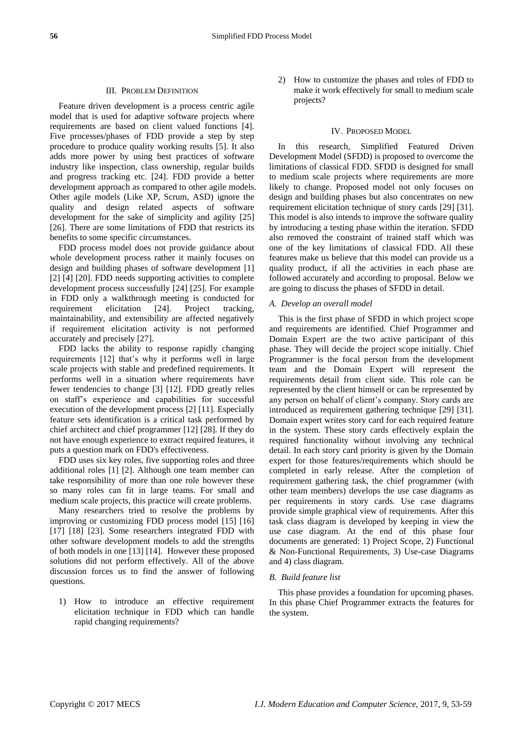## III. Problem Definition

Feature driven development is a process centric agile model that is used for adaptive software projects where requirements are based on client valued functions [4]. Five processes/phases of FDD provide a step by step procedure to produce quality working results [5]. It also adds more power by using best practices of software industry like inspection, class ownership, regular builds and progress tracking etc. [24]. FDD provide a better development approach as compared to other agile models. Other agile models (Like XP, Scrum, ASD) ignore the quality and design related aspects of software development for the sake of simplicity and agility [25] [26]. There are some limitations of FDD that restricts its benefits to some specific circumstances.

FDD process model does not provide guidance about whole development process rather it mainly focuses on design and building phases of software development [1] [2] [4] [20]. FDD needs supporting activities to complete development process successfully [24] [25]. For example in FDD only a walkthrough meeting is conducted for requirement elicitation [24]. Project tracking, maintainability, and extensibility are affected negatively if requirement elicitation activity is not performed accurately and precisely [27].

FDD lacks the ability to response rapidly changing requirements [12] that's why it performs well in large scale projects with stable and predefined requirements. It performs well in a situation where requirements have fewer tendencies to change [3] [12]. FDD greatly relies on staff's experience and capabilities for successful execution of the development process [2] [11]. Especially feature sets identification is a critical task performed by chief architect and chief programmer [12] [28]. If they do not have enough experience to extract required features, it puts a question mark on FDD's effectiveness.

FDD uses six key roles, five supporting roles and three additional roles [1] [2]. Although one team member can take responsibility of more than one role however these so many roles can fit in large teams. For small and medium scale projects, this practice will create problems.

Many researchers tried to resolve the problems by improving or customizing FDD process model [15] [16] [17] [18] [23]. Some researchers integrated FDD with other software development models to add the strengths of both models in one [13] [14]. However these proposed solutions did not perform effectively. All of the above discussion forces us to find the answer of following questions.

1) How to introduce an effective requirement elicitation technique in FDD which can handle rapid changing requirements?
2) How to customize the phases and roles of FDD to make it work effectively for small to medium scale projects?

## IV. Proposed Model

In this research, Simplified Featured Driven Development Model (SFDD) is proposed to overcome the limitations of classical FDD. SFDD is designed for small to medium scale projects where requirements are more likely to change. Proposed model not only focuses on design and building phases but also concentrates on new requirement elicitation technique of story cards [29] [31]. This model is also intends to improve the software quality by introducing a testing phase within the iteration. SFDD also removed the constraint of trained staff which was one of the key limitations of classical FDD. All these features make us believe that this model can provide us a quality product, if all the activities in each phase are followed accurately and according to proposal. Below we are going to discuss the phases of SFDD in detail.

### *A. Develop an overall model*

This is the first phase of SFDD in which project scope and requirements are identified. Chief Programmer and Domain Expert are the two active participant of this phase. They will decide the project scope initially. Chief Programmer is the focal person from the development team and the Domain Expert will represent the requirements detail from client side. This role can be represented by the client himself or can be represented by any person on behalf of client's company. Story cards are introduced as requirement gathering technique [29] [31]. Domain expert writes story card for each required feature in the system. These story cards effectively explain the required functionality without involving any technical detail. In each story card priority is given by the Domain expert for those features/requirements which should be completed in early release. After the completion of requirement gathering task, the chief programmer (with other team members) develops the use case diagrams as per requirements in story cards. Use case diagrams provide simple graphical view of requirements. After this task class diagram is developed by keeping in view the use case diagram. At the end of this phase four documents are generated: 1) Project Scope, 2) Functional & Non-Functional Requirements, 3) Use-case Diagrams and 4) class diagram.

### *B. Build feature list*

This phase provides a foundation for upcoming phases. In this phase Chief Programmer extracts the features for the system.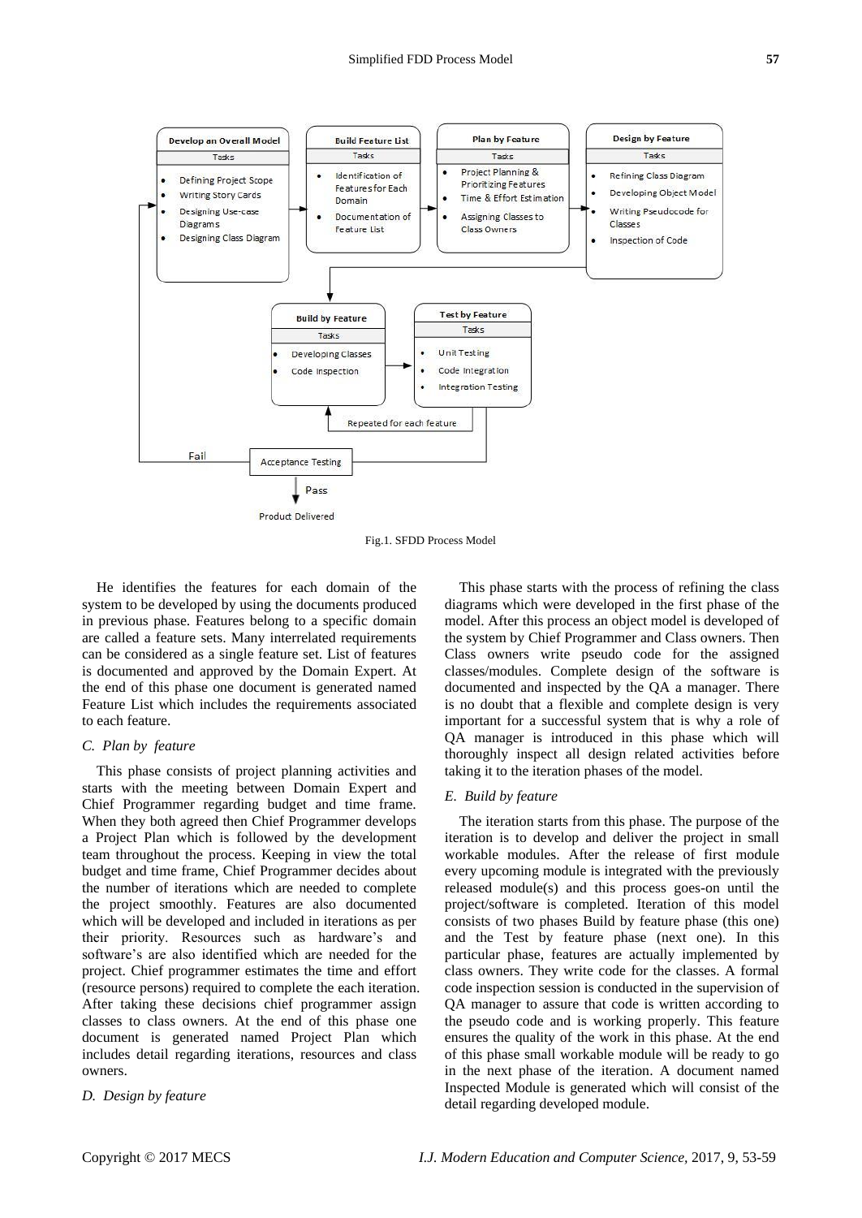Fig.1. SFDD Process Model

He identifies the features for each domain of the system to be developed by using the documents produced in previous phase. Features belong to a specific domain are called a feature sets. Many interrelated requirements can be considered as a single feature set. List of features is documented and approved by the Domain Expert. At the end of this phase one document is generated named Feature List which includes the requirements associated to each feature.

### *C. Plan by feature*

This phase consists of project planning activities and starts with the meeting between Domain Expert and Chief Programmer regarding budget and time frame. When they both agreed then Chief Programmer develops a Project Plan which is followed by the development team throughout the process. Keeping in view the total budget and time frame, Chief Programmer decides about the number of iterations which are needed to complete the project smoothly. Features are also documented which will be developed and included in iterations as per their priority. Resources such as hardware's and software's are also identified which are needed for the project. Chief programmer estimates the time and effort (resource persons) required to complete the each iteration. After taking these decisions chief programmer assign classes to class owners. At the end of this phase one document is generated named Project Plan which includes detail regarding iterations, resources and class owners.

### *D. Design by feature*

This phase starts with the process of refining the class diagrams which were developed in the first phase of the model. After this process an object model is developed of the system by Chief Programmer and Class owners. Then Class owners write pseudo code for the assigned classes/modules. Complete design of the software is documented and inspected by the QA a manager. There is no doubt that a flexible and complete design is very important for a successful system that is why a role of QA manager is introduced in this phase which will thoroughly inspect all design related activities before taking it to the iteration phases of the model.

### *E. Build by feature*

The iteration starts from this phase. The purpose of the iteration is to develop and deliver the project in small workable modules. After the release of first module every upcoming module is integrated with the previously released module(s) and this process goes-on until the project/software is completed. Iteration of this model consists of two phases Build by feature phase (this one) and the Test by feature phase (next one). In this particular phase, features are actually implemented by class owners. They write code for the classes. A formal code inspection session is conducted in the supervision of QA manager to assure that code is written according to the pseudo code and is working properly. This feature ensures the quality of the work in this phase. At the end of this phase small workable module will be ready to go in the next phase of the iteration. A document named Inspected Module is generated which will consist of the detail regarding developed module.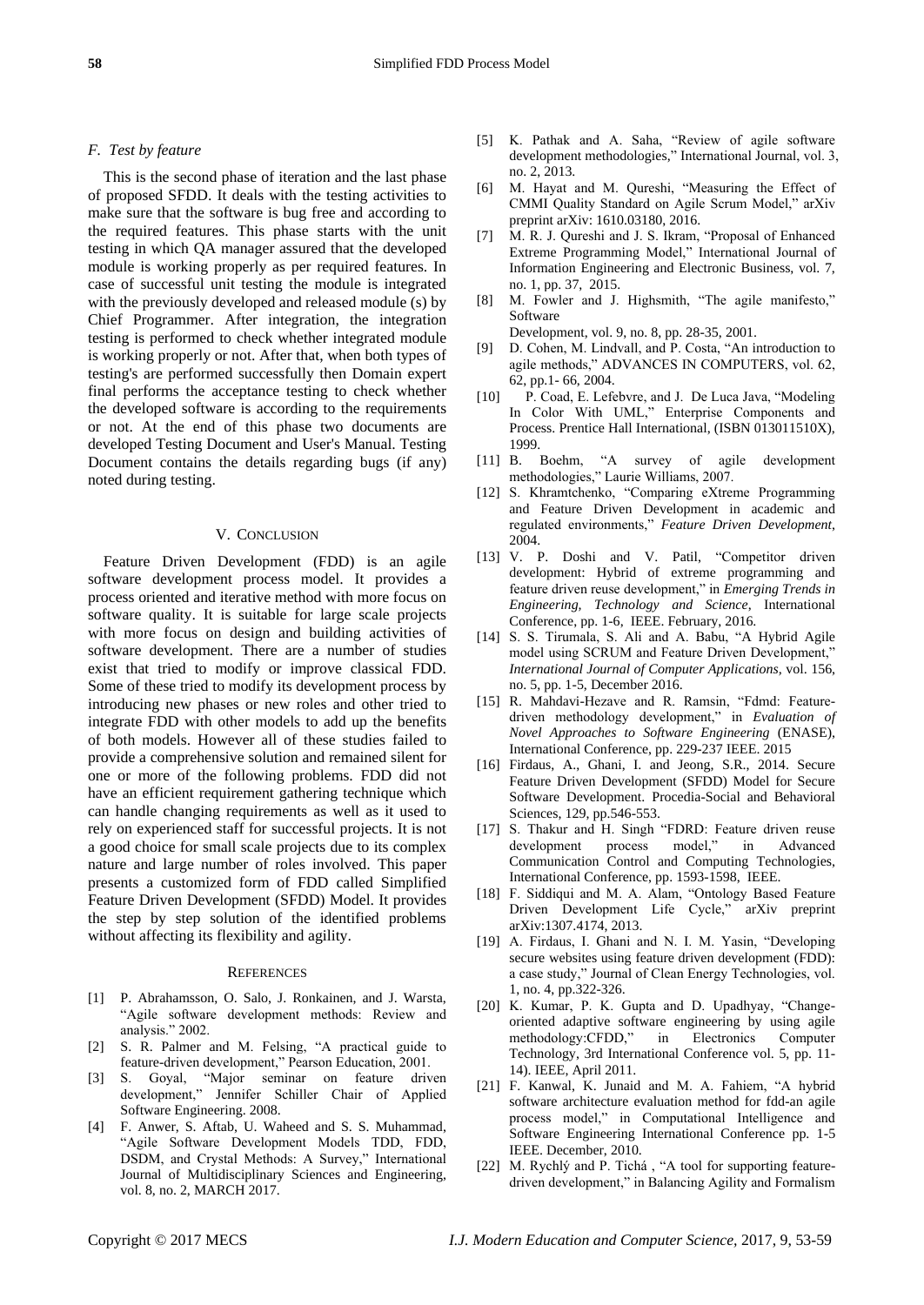### F. Test by feature

This is the second phase of iteration and the last phase of proposed SFDD. It deals with the testing activities to make sure that the software is bug free and according to the required features. This phase starts with the unit testing in which QA manager assured that the developed module is working properly as per required features. In case of successful unit testing the module is integrated with the previously developed and released module (s) by Chief Programmer. After integration, the integration testing is performed to check whether integrated module is working properly or not. After that, when both types of testing's are performed successfully then Domain expert final performs the acceptance testing to check whether the developed software is according to the requirements or not. At the end of this phase two documents are developed Testing Document and User's Manual. Testing Document contains the details regarding bugs (if any) noted during testing.

## V. Conclusion

Feature Driven Development (FDD) is an agile software development process model. It provides a process oriented and iterative method with more focus on software quality. It is suitable for large scale projects with more focus on design and building activities of software development. There are a number of studies exist that tried to modify or improve classical FDD. Some of these tried to modify its development process by introducing new phases or new roles and other tried to integrate FDD with other models to add up the benefits of both models. However all of these studies failed to provide a comprehensive solution and remained silent for one or more of the following problems. FDD did not have an efficient requirement gathering technique which can handle changing requirements as well as it used to rely on experienced staff for successful projects. It is not a good choice for small scale projects due to its complex nature and large number of roles involved. This paper presents a customized form of FDD called Simplified Feature Driven Development (SFDD) Model. It provides the step by step solution of the identified problems without affecting its flexibility and agility.

## References

[1] P. Abrahamsson, O. Salo, J. Ronkainen, and J. Warsta, "Agile software development methods: Review and analysis." 2002.

[2] S. R. Palmer and M. Felsing, "A practical guide to feature-driven development," Pearson Education, 2001.

[3] S. Goyal, "Major seminar on feature driven development," Jennifer Schiller Chair of Applied Software Engineering. 2008.

[4] F. Anwer, S. Aftab, U. Waheed and S. S. Muhammad, "Agile Software Development Models TDD, FDD, DSDM, and Crystal Methods: A Survey," International Journal of Multidisciplinary Sciences and Engineering, vol. 8, no. 2, MARCH 2017.

[5] K. Pathak and A. Saha, "Review of agile software development methodologies," International Journal, vol. 3, no. 2, 2013.

[6] M. Hayat and M. Qureshi, "Measuring the Effect of CMMI Quality Standard on Agile Scrum Model," arXiv preprint arXiv: 1610.03180, 2016.

[7] M. R. J. Qureshi and J. S. Ikram, "Proposal of Enhanced Extreme Programming Model," International Journal of Information Engineering and Electronic Business, vol. 7, no. 1, pp. 37, 2015.

[8] M. Fowler and J. Highsmith, "The agile manifesto," Software Development, vol. 9, no. 8, pp. 28-35, 2001.

[9] D. Cohen, M. Lindvall, and P. Costa, "An introduction to agile methods," ADVANCES IN COMPUTERS, vol. 62, 62, pp.1- 66, 2004.

[10] P. Coad, E. Lefebvre, and J. De Luca Java, "Modeling In Color With UML," Enterprise Components and Process. Prentice Hall International, (ISBN 013011510X), 1999.

[11] B. Boehm, "A survey of agile development methodologies," Laurie Williams, 2007.

[12] S. Khramtchenko, "Comparing eXtreme Programming and Feature Driven Development in academic and regulated environments," *Feature Driven Development*, 2004.

[13] V. P. Doshi and V. Patil, "Competitor driven development: Hybrid of extreme programming and feature driven reuse development," in *Emerging Trends in Engineering, Technology and Science,* International Conference, pp. 1-6, IEEE. February, 2016.

[14] S. S. Tirumala, S. Ali and A. Babu, "A Hybrid Agile model using SCRUM and Feature Driven Development," *International Journal of Computer Applications,* vol. 156, no. 5, pp. 1-5, December 2016.

[15] R. Mahdavi-Hezave and R. Ramsin, "Fdmd: Feature-driven methodology development," in *Evaluation of Novel Approaches to Software Engineering* (ENASE), International Conference, pp. 229-237 IEEE. 2015

[16] Firdaus, A., Ghani, I. and Jeong, S.R., 2014. Secure Feature Driven Development (SFDD) Model for Secure Software Development. Procedia-Social and Behavioral Sciences, 129, pp.546-553.

[17] S. Thakur and H. Singh "FDRD: Feature driven reuse development process model," in Advanced Communication Control and Computing Technologies, International Conference, pp. 1593-1598, IEEE.

[18] F. Siddiqui and M. A. Alam, "Ontology Based Feature Driven Development Life Cycle," arXiv preprint arXiv:1307.4174, 2013.

[19] A. Firdaus, I. Ghani and N. I. M. Yasin, "Developing secure websites using feature driven development (FDD): a case study," Journal of Clean Energy Technologies, vol. 1, no. 4, pp.322-326.

[20] K. Kumar, P. K. Gupta and D. Upadhyay, "Change-oriented adaptive software engineering by using agile methodology:CFDD," in Electronics Computer Technology, 3rd International Conference vol. 5, pp. 11-14). IEEE, April 2011.

[21] F. Kanwal, K. Junaid and M. A. Fahiem, "A hybrid software architecture evaluation method for fdd-an agile process model," in Computational Intelligence and Software Engineering International Conference pp. 1-5 IEEE. December, 2010.

[22] M. Rychlý and P. Tichá , "A tool for supporting feature-driven development," in Balancing Agility and Formalism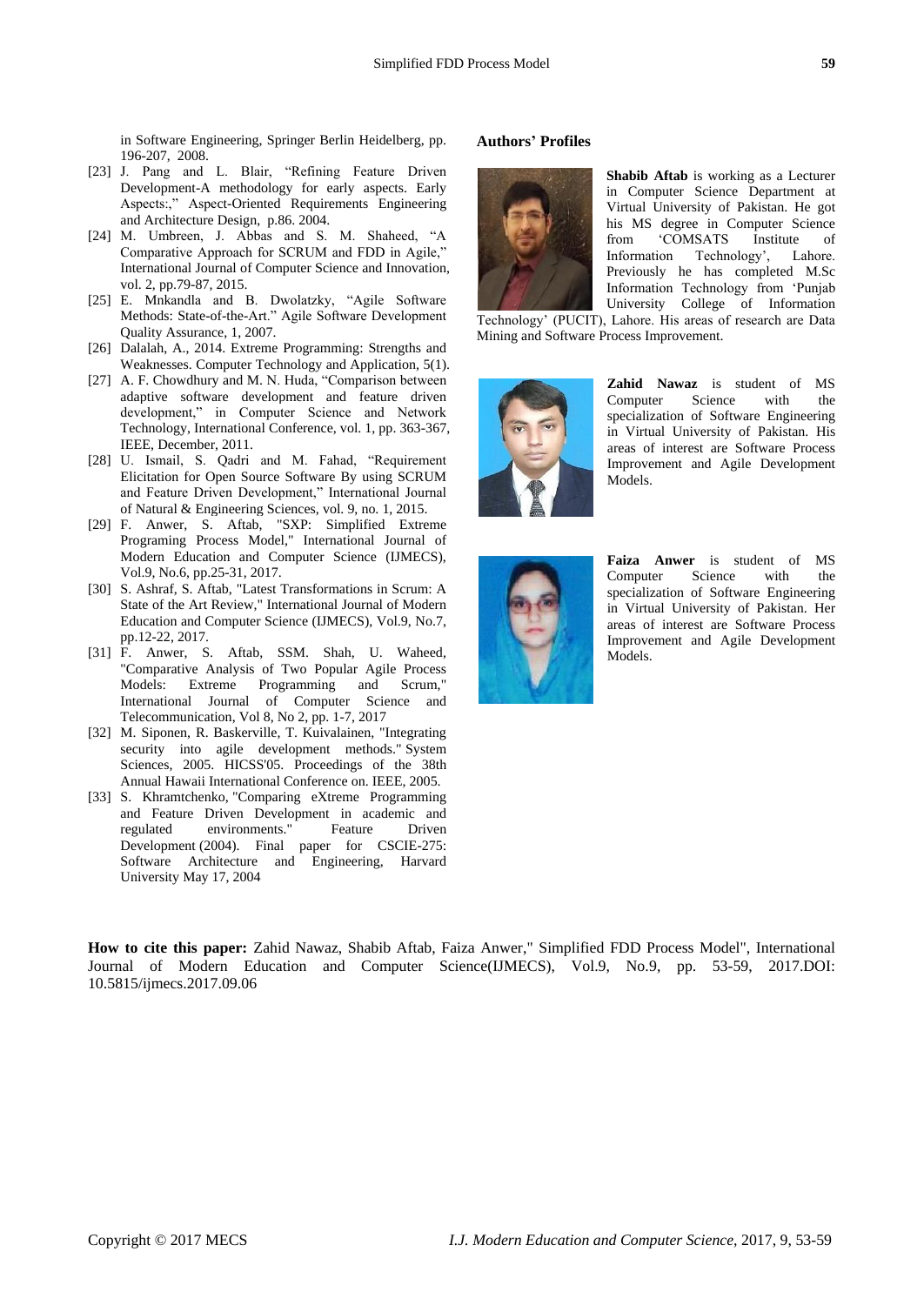in Software Engineering, Springer Berlin Heidelberg, pp. 196-207, 2008.

[23] J. Pang and L. Blair, "Refining Feature Driven Development-A methodology for early aspects. Early Aspects:," Aspect-Oriented Requirements Engineering and Architecture Design, p.86. 2004.

[24] M. Umbreen, J. Abbas and S. M. Shaheed, "A Comparative Approach for SCRUM and FDD in Agile," International Journal of Computer Science and Innovation, vol. 2, pp.79-87, 2015.

[25] E. Mnkandla and B. Dwolatzky, "Agile Software Methods: State-of-the-Art." Agile Software Development Quality Assurance, 1, 2007.

[26] Dalalah, A., 2014. Extreme Programming: Strengths and Weaknesses. Computer Technology and Application, 5(1).

[27] A. F. Chowdhury and M. N. Huda, "Comparison between adaptive software development and feature driven development," in Computer Science and Network Technology, International Conference, vol. 1, pp. 363-367, IEEE, December, 2011.

[28] U. Ismail, S. Qadri and M. Fahad, "Requirement Elicitation for Open Source Software By using SCRUM and Feature Driven Development," International Journal of Natural & Engineering Sciences, vol. 9, no. 1, 2015.

[29] F. Anwer, S. Aftab, "SXP: Simplified Extreme Programing Process Model," International Journal of Modern Education and Computer Science (IJMECS), Vol.9, No.6, pp.25-31, 2017.

[30] S. Ashraf, S. Aftab, "Latest Transformations in Scrum: A State of the Art Review," International Journal of Modern Education and Computer Science (IJMECS), Vol.9, No.7, pp.12-22, 2017.

[31] F. Anwer, S. Aftab, SSM. Shah, U. Waheed, "Comparative Analysis of Two Popular Agile Process Models: Extreme Programming and Scrum," International Journal of Computer Science and Telecommunication, Vol 8, No 2, pp. 1-7, 2017

[32] M. Siponen, R. Baskerville, T. Kuivalainen, "Integrating security into agile development methods." System Sciences, 2005. HICSS'05. Proceedings of the 38th Annual Hawaii International Conference on. IEEE, 2005.

[33] S. Khramtchenko, "Comparing eXtreme Programming and Feature Driven Development in academic and regulated environments." Feature Driven Development (2004). Final paper for CSCIE-275: Software Architecture and Engineering, Harvard University May 17, 2004

## Authors' Profiles

**Shabib Aftab** is working as a Lecturer in Computer Science Department at Virtual University of Pakistan. He got his MS degree in Computer Science from 'COMSATS Institute of Information Technology', Lahore. Previously he has completed M.Sc Information Technology from 'Punjab University College of Information Technology' (PUCIT), Lahore. His areas of research are Data Mining and Software Process Improvement.

**Zahid Nawaz** is student of MS Computer Science with the specialization of Software Engineering in Virtual University of Pakistan. His areas of interest are Software Process Improvement and Agile Development Models.

**Faiza Anwer** is student of MS Computer Science with the specialization of Software Engineering in Virtual University of Pakistan. Her areas of interest are Software Process Improvement and Agile Development Models.

**How to cite this paper:** Zahid Nawaz, Shabib Aftab, Faiza Anwer," Simplified FDD Process Model", International Journal of Modern Education and Computer Science(IJMECS), Vol.9, No.9, pp. 53-59, 2017.DOI: 10.5815/ijmecs.2017.09.06